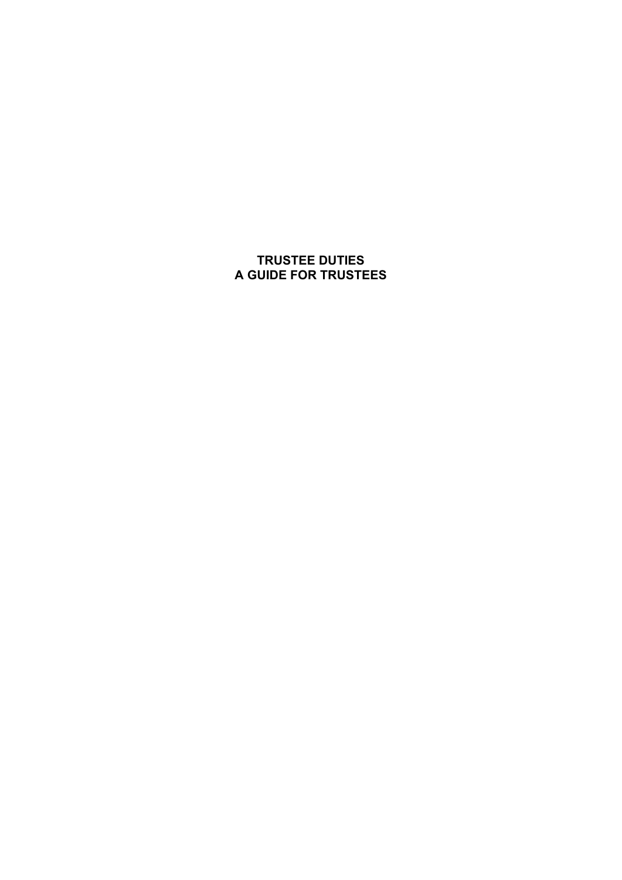# TRUSTEE DUTIES
# A GUIDE FOR TRUSTEES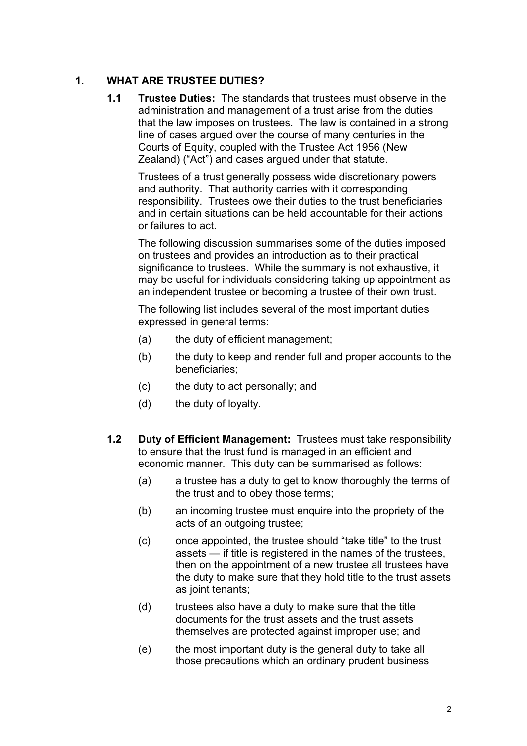## 1. WHAT ARE TRUSTEE DUTIES?

**1.1 Trustee Duties:** The standards that trustees must observe in the administration and management of a trust arise from the duties that the law imposes on trustees. The law is contained in a strong line of cases argued over the course of many centuries in the Courts of Equity, coupled with the Trustee Act 1956 (New Zealand) ("Act") and cases argued under that statute.

Trustees of a trust generally possess wide discretionary powers and authority. That authority carries with it corresponding responsibility. Trustees owe their duties to the trust beneficiaries and in certain situations can be held accountable for their actions or failures to act.

The following discussion summarises some of the duties imposed on trustees and provides an introduction as to their practical significance to trustees. While the summary is not exhaustive, it may be useful for individuals considering taking up appointment as an independent trustee or becoming a trustee of their own trust.

The following list includes several of the most important duties expressed in general terms:

(a) the duty of efficient management;

(b) the duty to keep and render full and proper accounts to the beneficiaries;

(c) the duty to act personally; and

(d) the duty of loyalty.

**1.2 Duty of Efficient Management:** Trustees must take responsibility to ensure that the trust fund is managed in an efficient and economic manner. This duty can be summarised as follows:

(a) a trustee has a duty to get to know thoroughly the terms of the trust and to obey those terms;

(b) an incoming trustee must enquire into the propriety of the acts of an outgoing trustee;

(c) once appointed, the trustee should "take title" to the trust assets — if title is registered in the names of the trustees, then on the appointment of a new trustee all trustees have the duty to make sure that they hold title to the trust assets as joint tenants;

(d) trustees also have a duty to make sure that the title documents for the trust assets and the trust assets themselves are protected against improper use; and

(e) the most important duty is the general duty to take all those precautions which an ordinary prudent business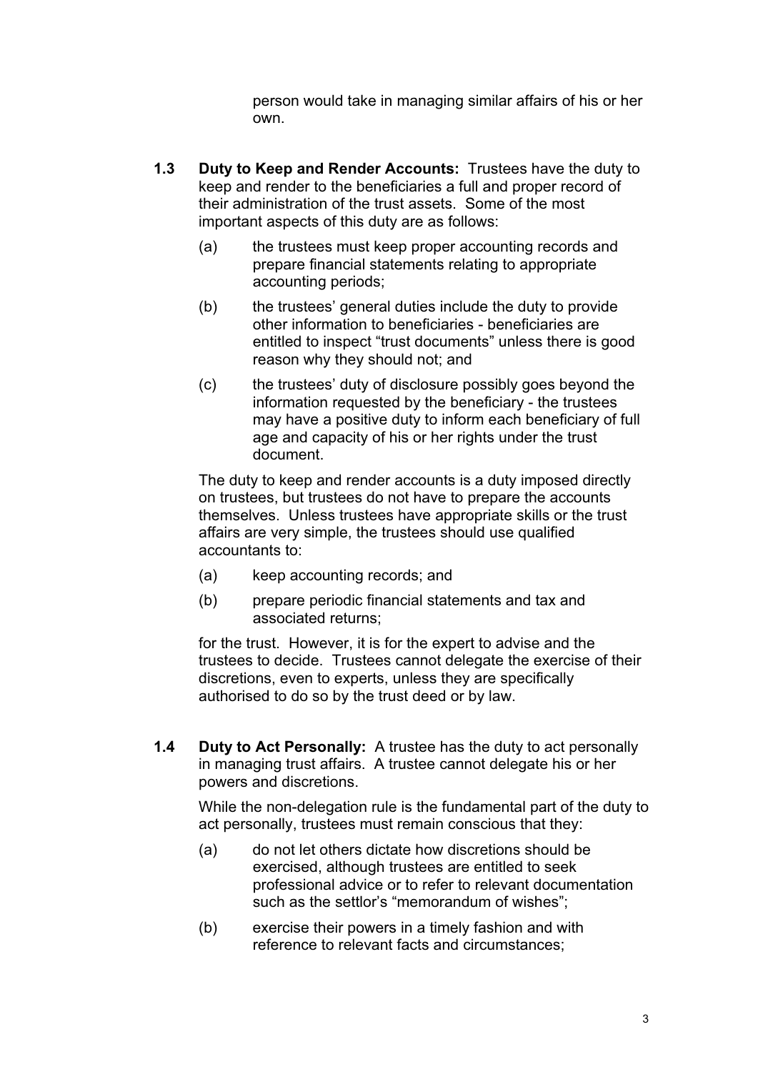person would take in managing similar affairs of his or her own.

**1.3 Duty to Keep and Render Accounts:** Trustees have the duty to keep and render to the beneficiaries a full and proper record of their administration of the trust assets. Some of the most important aspects of this duty are as follows:

(a) the trustees must keep proper accounting records and prepare financial statements relating to appropriate accounting periods;

(b) the trustees' general duties include the duty to provide other information to beneficiaries - beneficiaries are entitled to inspect "trust documents" unless there is good reason why they should not; and

(c) the trustees' duty of disclosure possibly goes beyond the information requested by the beneficiary - the trustees may have a positive duty to inform each beneficiary of full age and capacity of his or her rights under the trust document.

The duty to keep and render accounts is a duty imposed directly on trustees, but trustees do not have to prepare the accounts themselves. Unless trustees have appropriate skills or the trust affairs are very simple, the trustees should use qualified accountants to:

(a) keep accounting records; and

(b) prepare periodic financial statements and tax and associated returns;

for the trust. However, it is for the expert to advise and the trustees to decide. Trustees cannot delegate the exercise of their discretions, even to experts, unless they are specifically authorised to do so by the trust deed or by law.

**1.4 Duty to Act Personally:** A trustee has the duty to act personally in managing trust affairs. A trustee cannot delegate his or her powers and discretions.

While the non-delegation rule is the fundamental part of the duty to act personally, trustees must remain conscious that they:

(a) do not let others dictate how discretions should be exercised, although trustees are entitled to seek professional advice or to refer to relevant documentation such as the settlor's "memorandum of wishes";

(b) exercise their powers in a timely fashion and with reference to relevant facts and circumstances;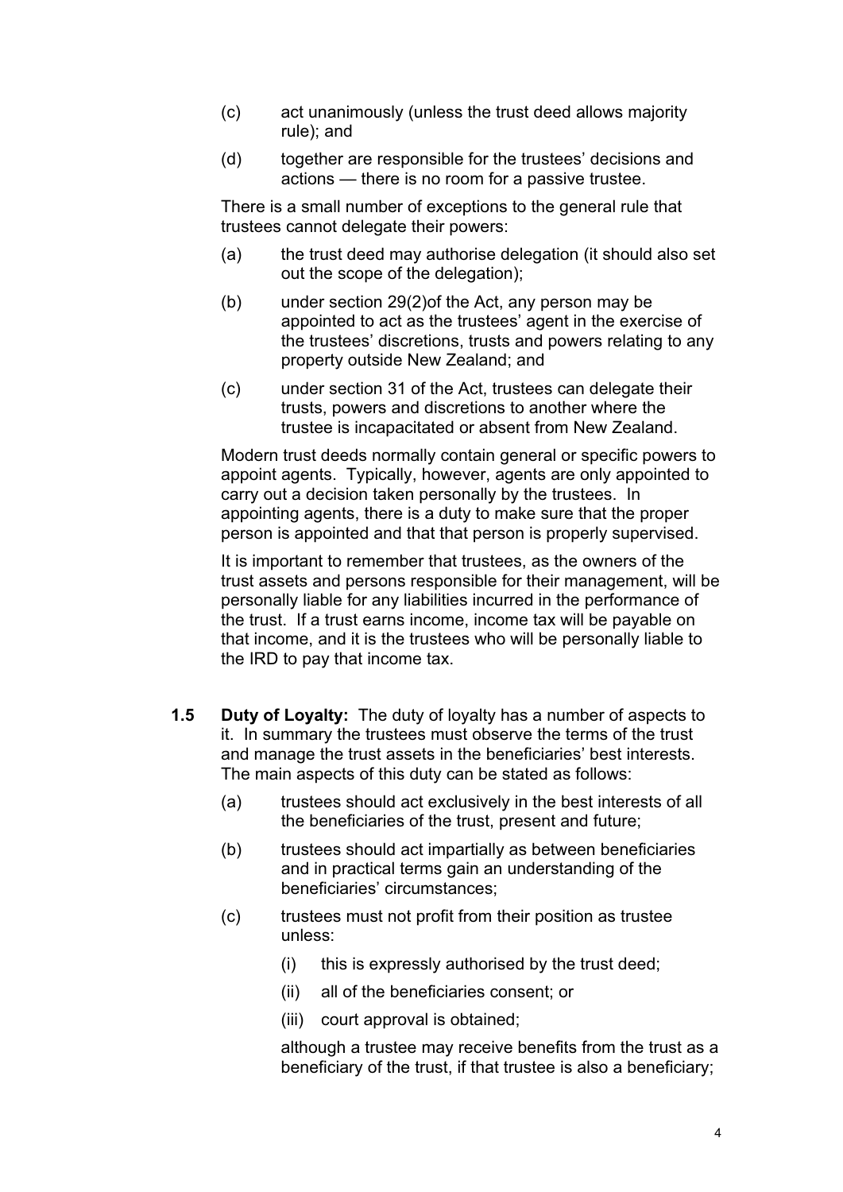(c) act unanimously (unless the trust deed allows majority rule); and

(d) together are responsible for the trustees' decisions and actions — there is no room for a passive trustee.

There is a small number of exceptions to the general rule that trustees cannot delegate their powers:

(a) the trust deed may authorise delegation (it should also set out the scope of the delegation);

(b) under section 29(2)of the Act, any person may be appointed to act as the trustees' agent in the exercise of the trustees' discretions, trusts and powers relating to any property outside New Zealand; and

(c) under section 31 of the Act, trustees can delegate their trusts, powers and discretions to another where the trustee is incapacitated or absent from New Zealand.

Modern trust deeds normally contain general or specific powers to appoint agents. Typically, however, agents are only appointed to carry out a decision taken personally by the trustees. In appointing agents, there is a duty to make sure that the proper person is appointed and that that person is properly supervised.

It is important to remember that trustees, as the owners of the trust assets and persons responsible for their management, will be personally liable for any liabilities incurred in the performance of the trust. If a trust earns income, income tax will be payable on that income, and it is the trustees who will be personally liable to the IRD to pay that income tax.

**1.5 Duty of Loyalty:** The duty of loyalty has a number of aspects to it. In summary the trustees must observe the terms of the trust and manage the trust assets in the beneficiaries' best interests. The main aspects of this duty can be stated as follows:

(a) trustees should act exclusively in the best interests of all the beneficiaries of the trust, present and future;

(b) trustees should act impartially as between beneficiaries and in practical terms gain an understanding of the beneficiaries' circumstances;

(c) trustees must not profit from their position as trustee unless:

  (i) this is expressly authorised by the trust deed;

  (ii) all of the beneficiaries consent; or

  (iii) court approval is obtained;

  although a trustee may receive benefits from the trust as a beneficiary of the trust, if that trustee is also a beneficiary;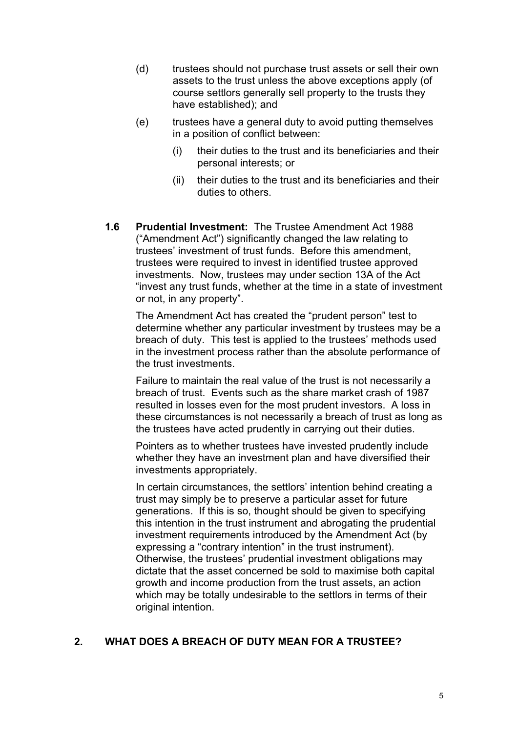(d) trustees should not purchase trust assets or sell their own assets to the trust unless the above exceptions apply (of course settlors generally sell property to the trusts they have established); and

(e) trustees have a general duty to avoid putting themselves in a position of conflict between:

   (i) their duties to the trust and its beneficiaries and their personal interests; or

   (ii) their duties to the trust and its beneficiaries and their duties to others.

**1.6 Prudential Investment:** The Trustee Amendment Act 1988 ("Amendment Act") significantly changed the law relating to trustees' investment of trust funds. Before this amendment, trustees were required to invest in identified trustee approved investments. Now, trustees may under section 13A of the Act "invest any trust funds, whether at the time in a state of investment or not, in any property".

The Amendment Act has created the "prudent person" test to determine whether any particular investment by trustees may be a breach of duty. This test is applied to the trustees' methods used in the investment process rather than the absolute performance of the trust investments.

Failure to maintain the real value of the trust is not necessarily a breach of trust. Events such as the share market crash of 1987 resulted in losses even for the most prudent investors. A loss in these circumstances is not necessarily a breach of trust as long as the trustees have acted prudently in carrying out their duties.

Pointers as to whether trustees have invested prudently include whether they have an investment plan and have diversified their investments appropriately.

In certain circumstances, the settlors' intention behind creating a trust may simply be to preserve a particular asset for future generations. If this is so, thought should be given to specifying this intention in the trust instrument and abrogating the prudential investment requirements introduced by the Amendment Act (by expressing a "contrary intention" in the trust instrument). Otherwise, the trustees' prudential investment obligations may dictate that the asset concerned be sold to maximise both capital growth and income production from the trust assets, an action which may be totally undesirable to the settlors in terms of their original intention.

## 2. WHAT DOES A BREACH OF DUTY MEAN FOR A TRUSTEE?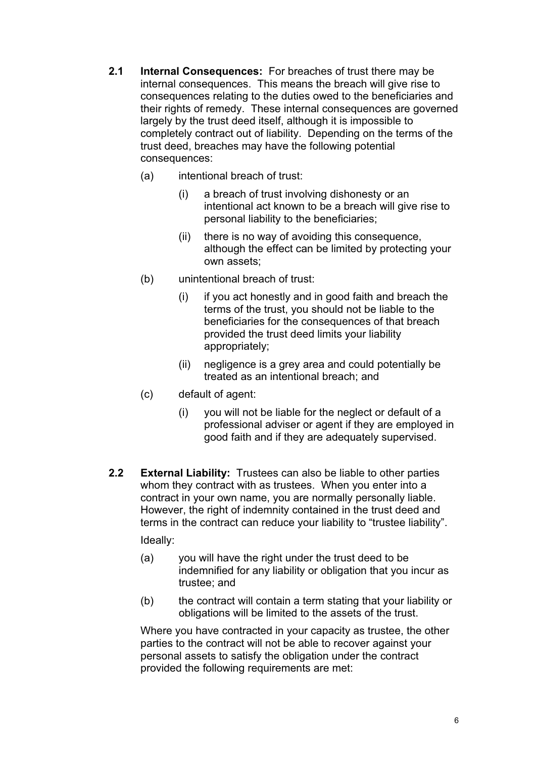**2.1 Internal Consequences:** For breaches of trust there may be internal consequences. This means the breach will give rise to consequences relating to the duties owed to the beneficiaries and their rights of remedy. These internal consequences are governed largely by the trust deed itself, although it is impossible to completely contract out of liability. Depending on the terms of the trust deed, breaches may have the following potential consequences:

(a) intentional breach of trust:

(i) a breach of trust involving dishonesty or an intentional act known to be a breach will give rise to personal liability to the beneficiaries;

(ii) there is no way of avoiding this consequence, although the effect can be limited by protecting your own assets;

(b) unintentional breach of trust:

(i) if you act honestly and in good faith and breach the terms of the trust, you should not be liable to the beneficiaries for the consequences of that breach provided the trust deed limits your liability appropriately;

(ii) negligence is a grey area and could potentially be treated as an intentional breach; and

(c) default of agent:

(i) you will not be liable for the neglect or default of a professional adviser or agent if they are employed in good faith and if they are adequately supervised.

**2.2 External Liability:** Trustees can also be liable to other parties whom they contract with as trustees. When you enter into a contract in your own name, you are normally personally liable. However, the right of indemnity contained in the trust deed and terms in the contract can reduce your liability to "trustee liability".

Ideally:

(a) you will have the right under the trust deed to be indemnified for any liability or obligation that you incur as trustee; and

(b) the contract will contain a term stating that your liability or obligations will be limited to the assets of the trust.

Where you have contracted in your capacity as trustee, the other parties to the contract will not be able to recover against your personal assets to satisfy the obligation under the contract provided the following requirements are met: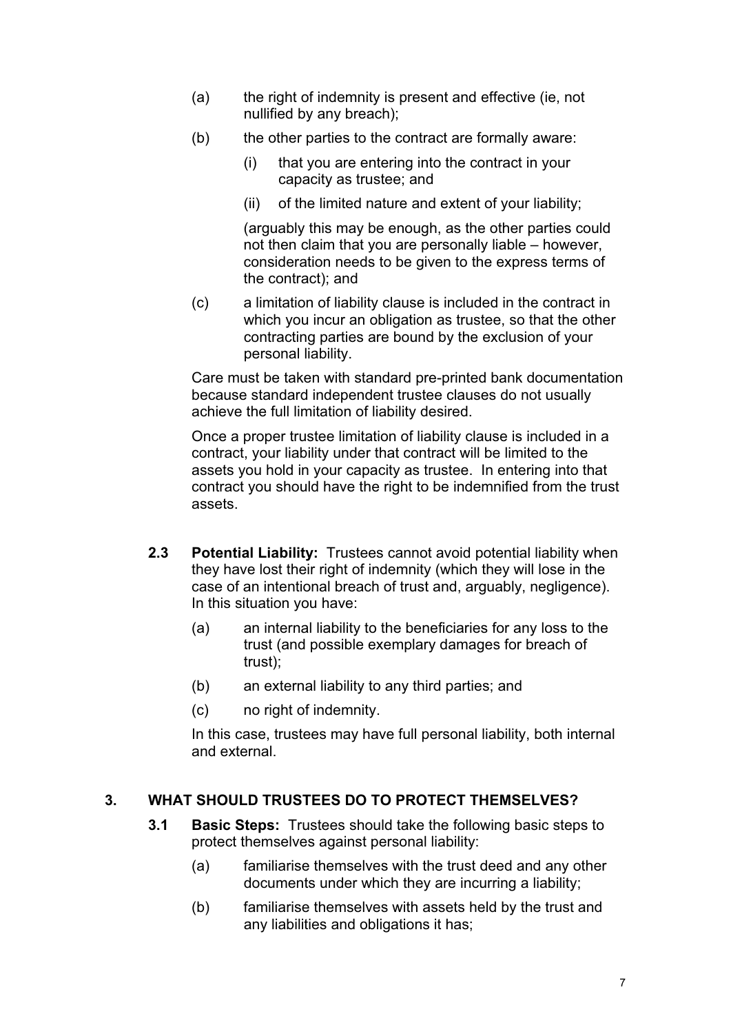(a) the right of indemnity is present and effective (ie, not nullified by any breach);

(b) the other parties to the contract are formally aware:

   (i) that you are entering into the contract in your capacity as trustee; and

   (ii) of the limited nature and extent of your liability;

   (arguably this may be enough, as the other parties could not then claim that you are personally liable – however, consideration needs to be given to the express terms of the contract); and

(c) a limitation of liability clause is included in the contract in which you incur an obligation as trustee, so that the other contracting parties are bound by the exclusion of your personal liability.

Care must be taken with standard pre-printed bank documentation because standard independent trustee clauses do not usually achieve the full limitation of liability desired.

Once a proper trustee limitation of liability clause is included in a contract, your liability under that contract will be limited to the assets you hold in your capacity as trustee. In entering into that contract you should have the right to be indemnified from the trust assets.

**2.3 Potential Liability:** Trustees cannot avoid potential liability when they have lost their right of indemnity (which they will lose in the case of an intentional breach of trust and, arguably, negligence). In this situation you have:

(a) an internal liability to the beneficiaries for any loss to the trust (and possible exemplary damages for breach of trust);

(b) an external liability to any third parties; and

(c) no right of indemnity.

In this case, trustees may have full personal liability, both internal and external.

## 3. WHAT SHOULD TRUSTEES DO TO PROTECT THEMSELVES?

**3.1 Basic Steps:** Trustees should take the following basic steps to protect themselves against personal liability:

(a) familiarise themselves with the trust deed and any other documents under which they are incurring a liability;

(b) familiarise themselves with assets held by the trust and any liabilities and obligations it has;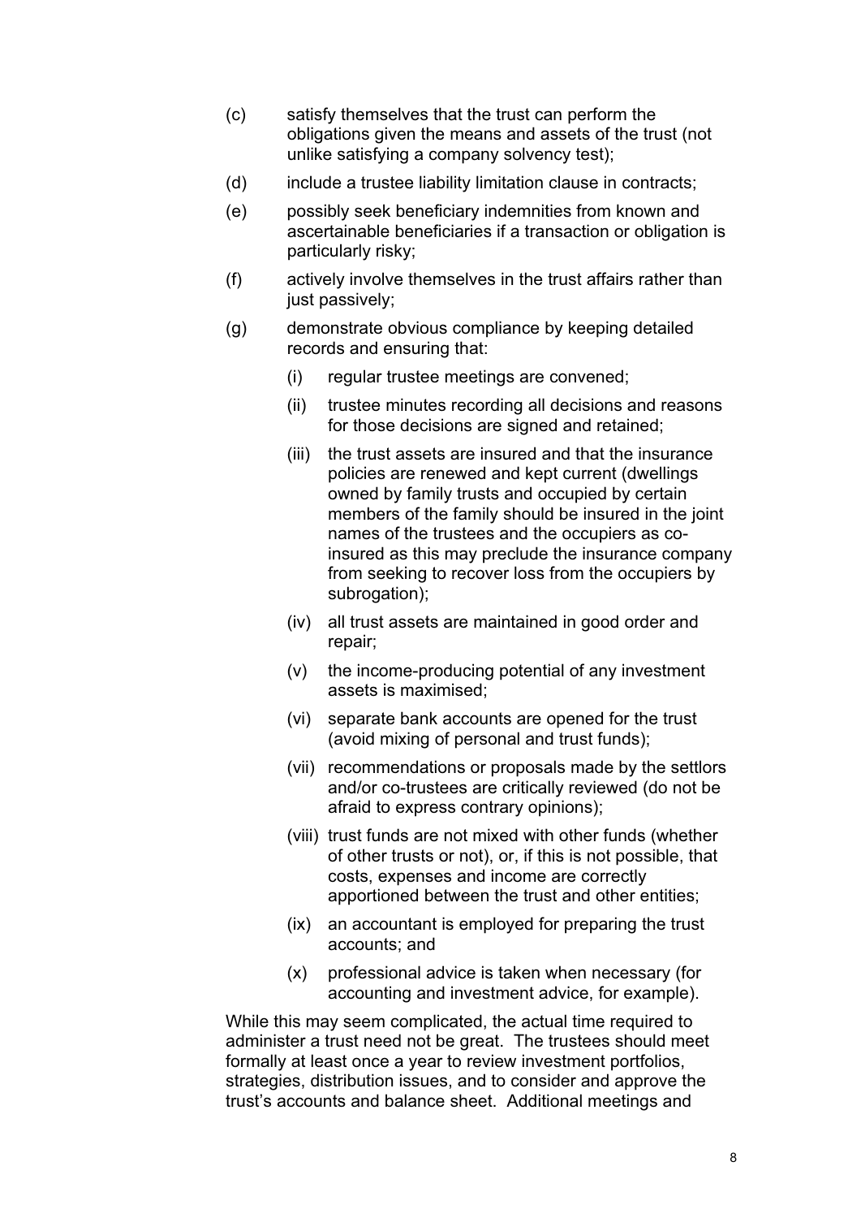(c) satisfy themselves that the trust can perform the obligations given the means and assets of the trust (not unlike satisfying a company solvency test);

(d) include a trustee liability limitation clause in contracts;

(e) possibly seek beneficiary indemnities from known and ascertainable beneficiaries if a transaction or obligation is particularly risky;

(f) actively involve themselves in the trust affairs rather than just passively;

(g) demonstrate obvious compliance by keeping detailed records and ensuring that:

   (i) regular trustee meetings are convened;

   (ii) trustee minutes recording all decisions and reasons for those decisions are signed and retained;

   (iii) the trust assets are insured and that the insurance policies are renewed and kept current (dwellings owned by family trusts and occupied by certain members of the family should be insured in the joint names of the trustees and the occupiers as co-insured as this may preclude the insurance company from seeking to recover loss from the occupiers by subrogation);

   (iv) all trust assets are maintained in good order and repair;

   (v) the income-producing potential of any investment assets is maximised;

   (vi) separate bank accounts are opened for the trust (avoid mixing of personal and trust funds);

   (vii) recommendations or proposals made by the settlors and/or co-trustees are critically reviewed (do not be afraid to express contrary opinions);

   (viii) trust funds are not mixed with other funds (whether of other trusts or not), or, if this is not possible, that costs, expenses and income are correctly apportioned between the trust and other entities;

   (ix) an accountant is employed for preparing the trust accounts; and

   (x) professional advice is taken when necessary (for accounting and investment advice, for example).

While this may seem complicated, the actual time required to administer a trust need not be great. The trustees should meet formally at least once a year to review investment portfolios, strategies, distribution issues, and to consider and approve the trust's accounts and balance sheet. Additional meetings and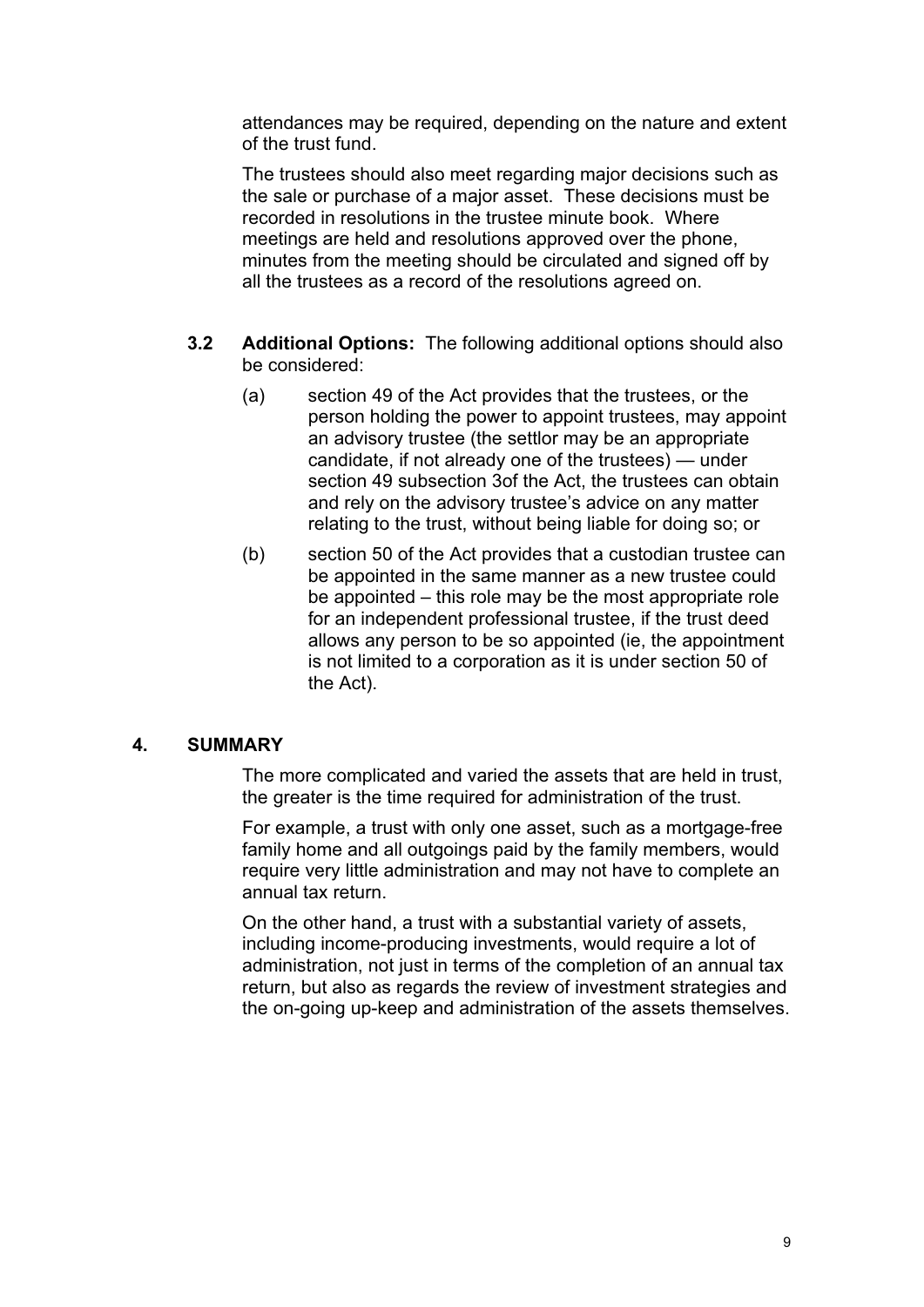attendances may be required, depending on the nature and extent of the trust fund.

The trustees should also meet regarding major decisions such as the sale or purchase of a major asset. These decisions must be recorded in resolutions in the trustee minute book. Where meetings are held and resolutions approved over the phone, minutes from the meeting should be circulated and signed off by all the trustees as a record of the resolutions agreed on.

**3.2 Additional Options:** The following additional options should also be considered:

(a) section 49 of the Act provides that the trustees, or the person holding the power to appoint trustees, may appoint an advisory trustee (the settlor may be an appropriate candidate, if not already one of the trustees) — under section 49 subsection 3of the Act, the trustees can obtain and rely on the advisory trustee's advice on any matter relating to the trust, without being liable for doing so; or

(b) section 50 of the Act provides that a custodian trustee can be appointed in the same manner as a new trustee could be appointed – this role may be the most appropriate role for an independent professional trustee, if the trust deed allows any person to be so appointed (ie, the appointment is not limited to a corporation as it is under section 50 of the Act).

## 4. SUMMARY

The more complicated and varied the assets that are held in trust, the greater is the time required for administration of the trust.

For example, a trust with only one asset, such as a mortgage-free family home and all outgoings paid by the family members, would require very little administration and may not have to complete an annual tax return.

On the other hand, a trust with a substantial variety of assets, including income-producing investments, would require a lot of administration, not just in terms of the completion of an annual tax return, but also as regards the review of investment strategies and the on-going up-keep and administration of the assets themselves.